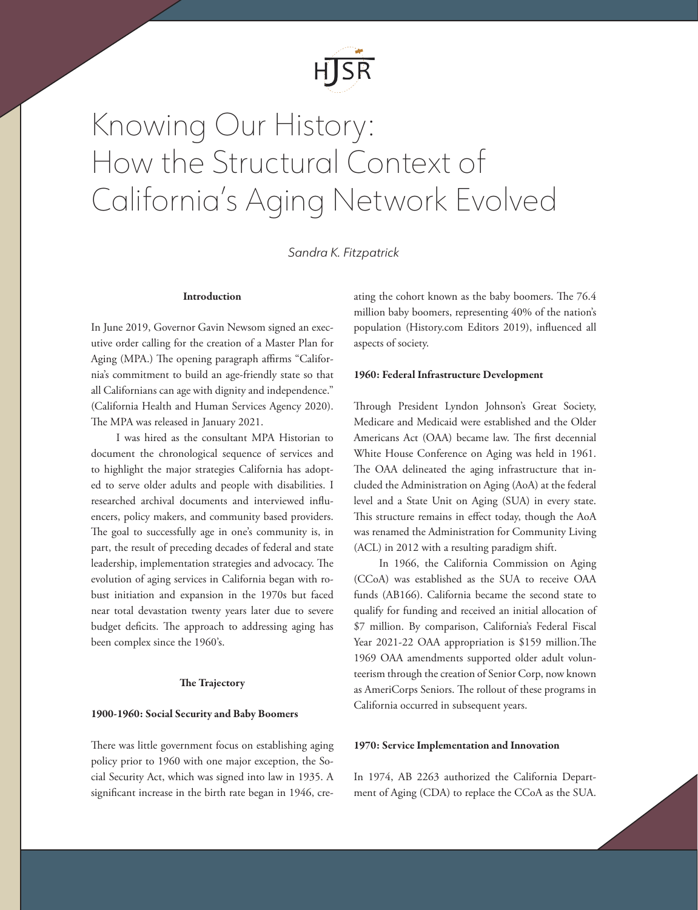# Knowing Our History: How the Structural Context of California's Aging Network Evolved

*Sandra K. Fitzpatrick*

### Introduction

In June 2019, Governor Gavin Newsom signed an executive order calling for the creation of a Master Plan for Aging (MPA.) The opening paragraph affirms "California's commitment to build an age-friendly state so that all Californians can age with dignity and independence." (California Health and Human Services Agency 2020). The MPA was released in January 2021.

I was hired as the consultant MPA Historian to document the chronological sequence of services and to highlight the major strategies California has adopted to serve older adults and people with disabilities. I researched archival documents and interviewed influencers, policy makers, and community based providers. The goal to successfully age in one's community is, in part, the result of preceding decades of federal and state leadership, implementation strategies and advocacy. The evolution of aging services in California began with robust initiation and expansion in the 1970s but faced near total devastation twenty years later due to severe budget deficits. The approach to addressing aging has been complex since the 1960's.

### The Trajectory

#### 1900-1960: Social Security and Baby Boomers

There was little government focus on establishing aging policy prior to 1960 with one major exception, the Social Security Act, which was signed into law in 1935. A significant increase in the birth rate began in 1946, creating the cohort known as the baby boomers. The 76.4 million baby boomers, representing 40% of the nation's population (History.com Editors 2019), influenced all aspects of society.

#### 1960: Federal Infrastructure Development

Through President Lyndon Johnson's Great Society, Medicare and Medicaid were established and the Older Americans Act (OAA) became law. The first decennial White House Conference on Aging was held in 1961. The OAA delineated the aging infrastructure that included the Administration on Aging (AoA) at the federal level and a State Unit on Aging (SUA) in every state. This structure remains in effect today, though the AoA was renamed the Administration for Community Living (ACL) in 2012 with a resulting paradigm shift.

In 1966, the California Commission on Aging (CCoA) was established as the SUA to receive OAA funds (AB166). California became the second state to qualify for funding and received an initial allocation of \$7 million. By comparison, California's Federal Fiscal Year 2021-22 OAA appropriation is \$159 million.The 1969 OAA amendments supported older adult volunteerism through the creation of Senior Corp, now known as AmeriCorps Seniors. The rollout of these programs in California occurred in subsequent years.

#### 1970: Service Implementation and Innovation

In 1974, AB 2263 authorized the California Department of Aging (CDA) to replace the CCoA as the SUA.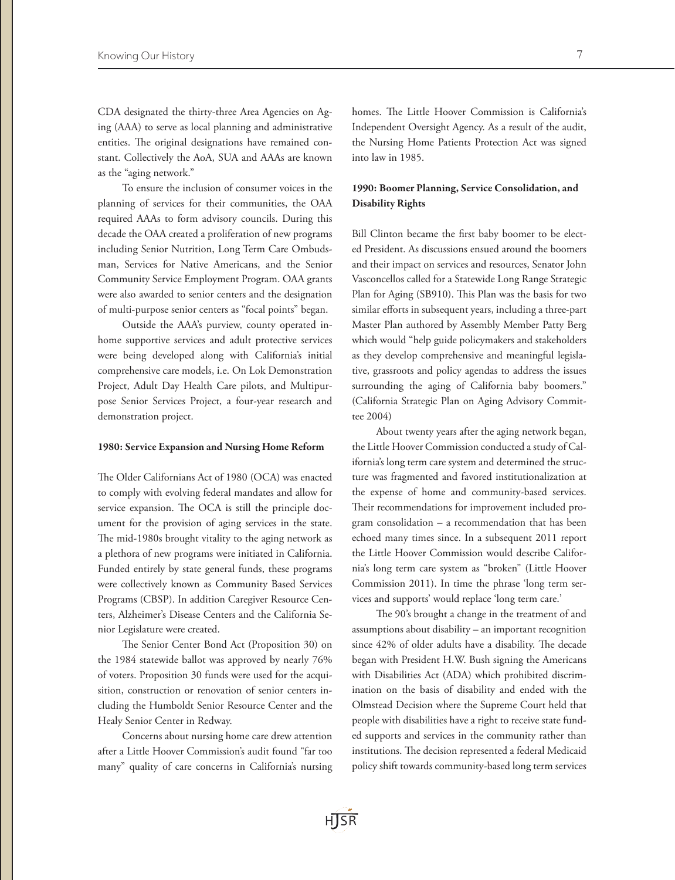CDA designated the thirty-three Area Agencies on Aging (AAA) to serve as local planning and administrative entities. The original designations have remained constant. Collectively the AoA, SUA and AAAs are known as the "aging network."

To ensure the inclusion of consumer voices in the planning of services for their communities, the OAA required AAAs to form advisory councils. During this decade the OAA created a proliferation of new programs including Senior Nutrition, Long Term Care Ombudsman, Services for Native Americans, and the Senior Community Service Employment Program. OAA grants were also awarded to senior centers and the designation of multi-purpose senior centers as "focal points" began.

Outside the AAA's purview, county operated in-home supportive services and adult protective services were being developed along with California's initial comprehensive care models, i.e. On Lok Demonstration Project, Adult Day Health Care pilots, and Multipurpose Senior Services Project, a four-year research and demonstration project.

#### 1980: Service Expansion and Nursing Home Reform

The Older Californians Act of 1980 (OCA) was enacted to comply with evolving federal mandates and allow for service expansion. The OCA is still the principle document for the provision of aging services in the state. The mid-1980s brought vitality to the aging network as a plethora of new programs were initiated in California. Funded entirely by state general funds, these programs were collectively known as Community Based Services Programs (CBSP). In addition Caregiver Resource Centers, Alzheimer's Disease Centers and the California Senior Legislature were created.

The Senior Center Bond Act (Proposition 30) on the 1984 statewide ballot was approved by nearly 76% of voters. Proposition 30 funds were used for the acquisition, construction or renovation of senior centers including the Humboldt Senior Resource Center and the Healy Senior Center in Redway.

Concerns about nursing home care drew attention after a Little Hoover Commission's audit found "far too many" quality of care concerns in California's nursing homes. The Little Hoover Commission is California's Independent Oversight Agency. As a result of the audit, the Nursing Home Patients Protection Act was signed into law in 1985.

#### 1990: Boomer Planning, Service Consolidation, and Disability Rights

Bill Clinton became the first baby boomer to be elected President. As discussions ensued around the boomers and their impact on services and resources, Senator John Vasconcellos called for a Statewide Long Range Strategic Plan for Aging (SB910). This Plan was the basis for two similar efforts in subsequent years, including a three-part Master Plan authored by Assembly Member Patty Berg which would "help guide policymakers and stakeholders as they develop comprehensive and meaningful legislative, grassroots and policy agendas to address the issues surrounding the aging of California baby boomers." (California Strategic Plan on Aging Advisory Committee 2004)

About twenty years after the aging network began, the Little Hoover Commission conducted a study of California's long term care system and determined the structure was fragmented and favored institutionalization at the expense of home and community-based services. Their recommendations for improvement included program consolidation – a recommendation that has been echoed many times since. In a subsequent 2011 report the Little Hoover Commission would describe California's long term care system as "broken" (Little Hoover Commission 2011). In time the phrase 'long term services and supports' would replace 'long term care.'

The 90's brought a change in the treatment of and assumptions about disability – an important recognition since 42% of older adults have a disability. The decade began with President H.W. Bush signing the Americans with Disabilities Act (ADA) which prohibited discrimination on the basis of disability and ended with the Olmstead Decision where the Supreme Court held that people with disabilities have a right to receive state funded supports and services in the community rather than institutions. The decision represented a federal Medicaid policy shift towards community-based long term services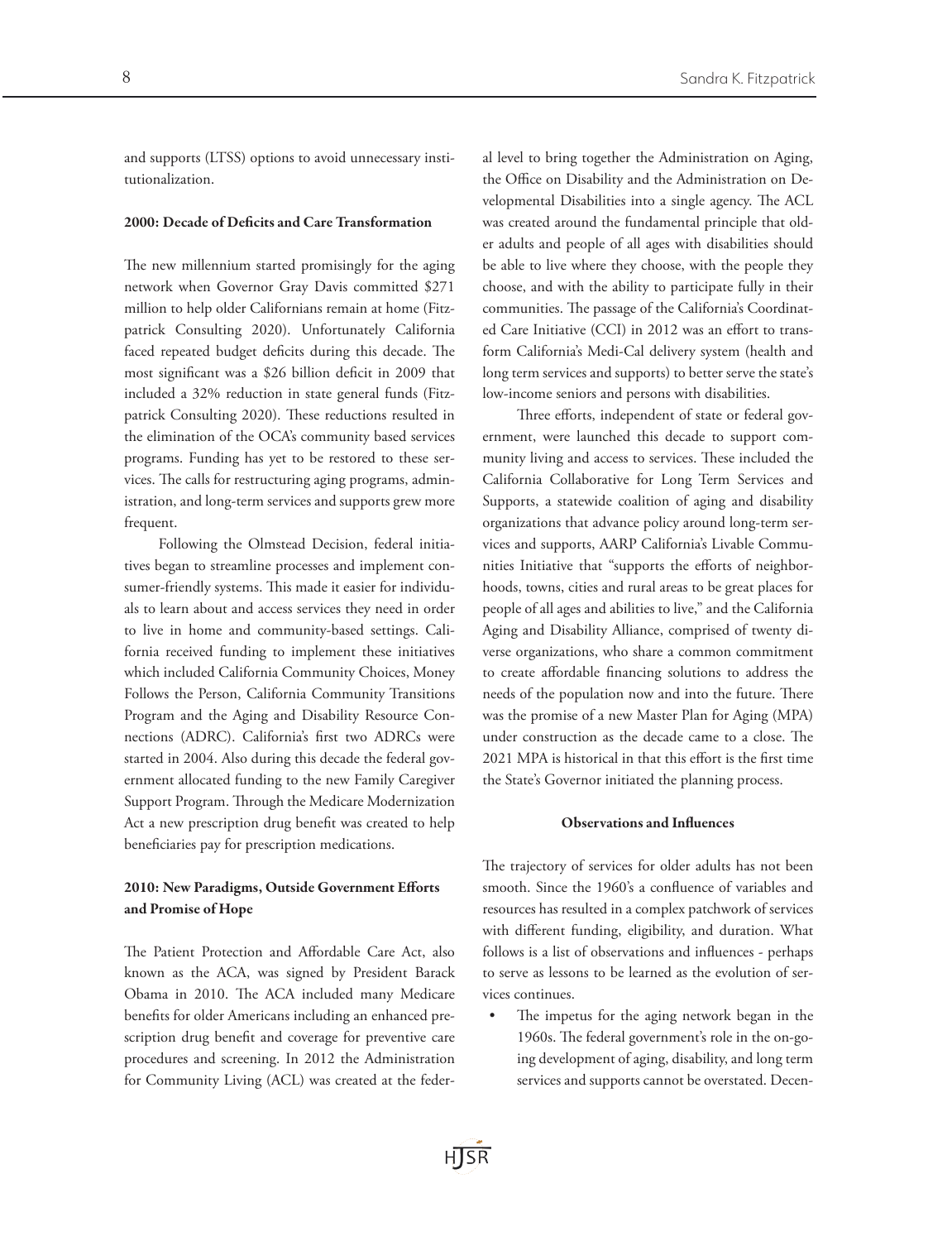and supports (LTSS) options to avoid unnecessary institutionalization.

### 2000: Decade of Deficits and Care Transformation

The new millennium started promisingly for the aging network when Governor Gray Davis committed $271 million to help older Californians remain at home (Fitzpatrick Consulting 2020). Unfortunately California faced repeated budget deficits during this decade. The most significant was a $26 billion deficit in 2009 that included a 32% reduction in state general funds (Fitzpatrick Consulting 2020). These reductions resulted in the elimination of the OCA's community based services programs. Funding has yet to be restored to these services. The calls for restructuring aging programs, administration, and long-term services and supports grew more frequent.

Following the Olmstead Decision, federal initiatives began to streamline processes and implement consumer-friendly systems. This made it easier for individuals to learn about and access services they need in order to live in home and community-based settings. California received funding to implement these initiatives which included California Community Choices, Money Follows the Person, California Community Transitions Program and the Aging and Disability Resource Connections (ADRC). California's first two ADRCs were started in 2004. Also during this decade the federal government allocated funding to the new Family Caregiver Support Program. Through the Medicare Modernization Act a new prescription drug benefit was created to help beneficiaries pay for prescription medications.

### 2010: New Paradigms, Outside Government Efforts and Promise of Hope

The Patient Protection and Affordable Care Act, also known as the ACA, was signed by President Barack Obama in 2010. The ACA included many Medicare benefits for older Americans including an enhanced prescription drug benefit and coverage for preventive care procedures and screening. In 2012 the Administration for Community Living (ACL) was created at the federal level to bring together the Administration on Aging, the Office on Disability and the Administration on Developmental Disabilities into a single agency. The ACL was created around the fundamental principle that older adults and people of all ages with disabilities should be able to live where they choose, with the people they choose, and with the ability to participate fully in their communities. The passage of the California's Coordinated Care Initiative (CCI) in 2012 was an effort to transform California's Medi-Cal delivery system (health and long term services and supports) to better serve the state's low-income seniors and persons with disabilities.

Three efforts, independent of state or federal government, were launched this decade to support community living and access to services. These included the California Collaborative for Long Term Services and Supports, a statewide coalition of aging and disability organizations that advance policy around long-term services and supports, AARP California's Livable Communities Initiative that "supports the efforts of neighborhoods, towns, cities and rural areas to be great places for people of all ages and abilities to live," and the California Aging and Disability Alliance, comprised of twenty diverse organizations, who share a common commitment to create affordable financing solutions to address the needs of the population now and into the future. There was the promise of a new Master Plan for Aging (MPA) under construction as the decade came to a close. The 2021 MPA is historical in that this effort is the first time the State's Governor initiated the planning process.

## Observations and Influences

The trajectory of services for older adults has not been smooth. Since the 1960's a confluence of variables and resources has resulted in a complex patchwork of services with different funding, eligibility, and duration. What follows is a list of observations and influences - perhaps to serve as lessons to be learned as the evolution of services continues.

- The impetus for the aging network began in the 1960s. The federal government's role in the on-going development of aging, disability, and long term services and supports cannot be overstated. Decen-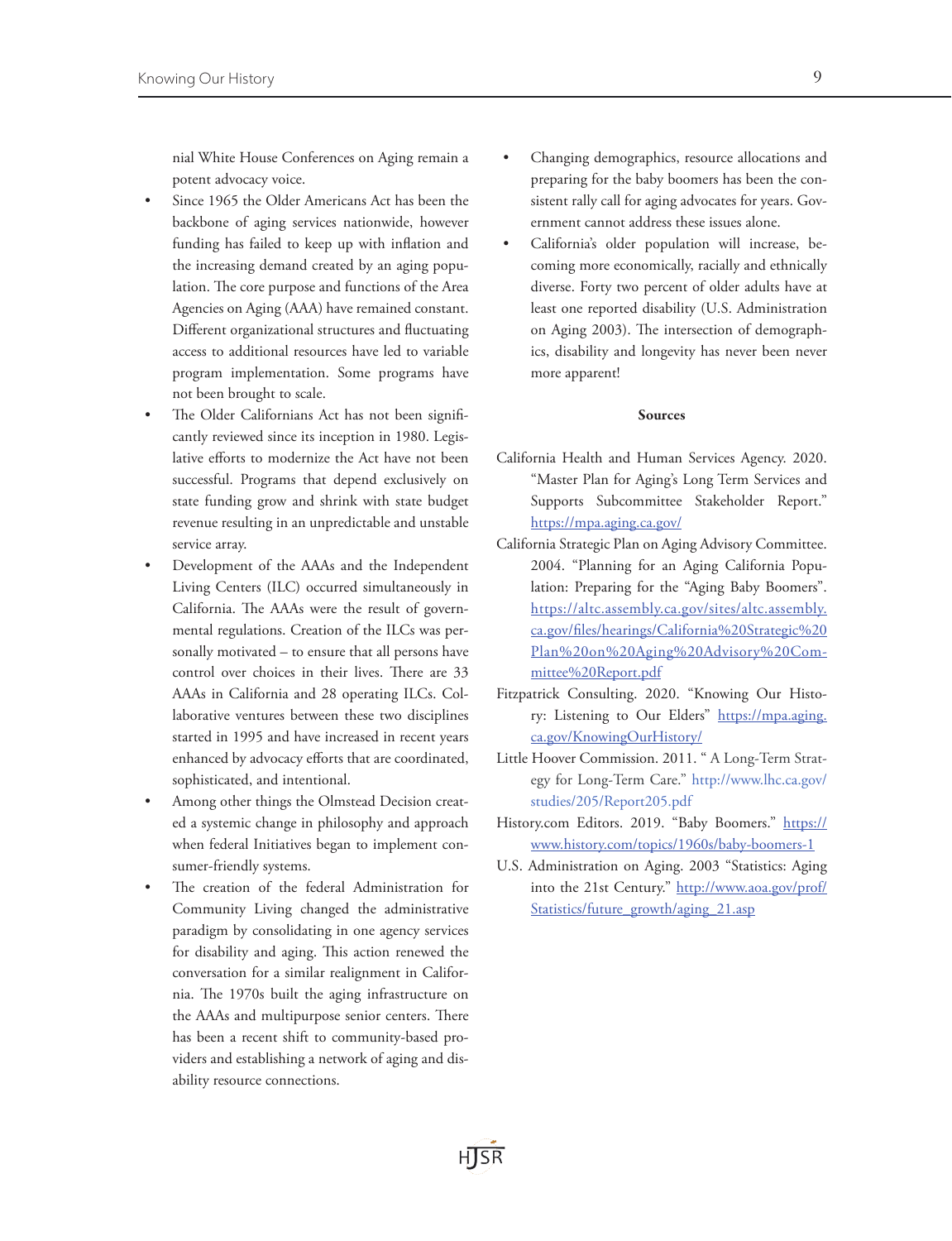nial White House Conferences on Aging remain a potent advocacy voice.

- Since 1965 the Older Americans Act has been the backbone of aging services nationwide, however funding has failed to keep up with inflation and the increasing demand created by an aging population. The core purpose and functions of the Area Agencies on Aging (AAA) have remained constant. Different organizational structures and fluctuating access to additional resources have led to variable program implementation. Some programs have not been brought to scale.
- The Older Californians Act has not been significantly reviewed since its inception in 1980. Legislative efforts to modernize the Act have not been successful. Programs that depend exclusively on state funding grow and shrink with state budget revenue resulting in an unpredictable and unstable service array.
- Development of the AAAs and the Independent Living Centers (ILC) occurred simultaneously in California. The AAAs were the result of governmental regulations. Creation of the ILCs was personally motivated – to ensure that all persons have control over choices in their lives. There are 33 AAAs in California and 28 operating ILCs. Collaborative ventures between these two disciplines started in 1995 and have increased in recent years enhanced by advocacy efforts that are coordinated, sophisticated, and intentional.
- Among other things the Olmstead Decision created a systemic change in philosophy and approach when federal Initiatives began to implement consumer-friendly systems.
- The creation of the federal Administration for Community Living changed the administrative paradigm by consolidating in one agency services for disability and aging. This action renewed the conversation for a similar realignment in California. The 1970s built the aging infrastructure on the AAAs and multipurpose senior centers. There has been a recent shift to community-based providers and establishing a network of aging and disability resource connections.
- Changing demographics, resource allocations and preparing for the baby boomers has been the consistent rally call for aging advocates for years. Government cannot address these issues alone.
- California's older population will increase, becoming more economically, racially and ethnically diverse. Forty two percent of older adults have at least one reported disability (U.S. Administration on Aging 2003). The intersection of demographics, disability and longevity has never been never more apparent!

**Sources**

California Health and Human Services Agency. 2020. "Master Plan for Aging's Long Term Services and Supports Subcommittee Stakeholder Report." https://mpa.aging.ca.gov/

California Strategic Plan on Aging Advisory Committee. 2004. "Planning for an Aging California Population: Preparing for the "Aging Baby Boomers". https://altc.assembly.ca.gov/sites/altc.assembly.ca.gov/files/hearings/California%20Strategic%20Plan%20on%20Aging%20Advisory%20Committee%20Report.pdf

Fitzpatrick Consulting. 2020. "Knowing Our History: Listening to Our Elders" https://mpa.aging.ca.gov/KnowingOurHistory/

Little Hoover Commission. 2011. " A Long-Term Strategy for Long-Term Care." http://www.lhc.ca.gov/studies/205/Report205.pdf

History.com Editors. 2019. "Baby Boomers." https://www.history.com/topics/1960s/baby-boomers-1

U.S. Administration on Aging. 2003 "Statistics: Aging into the 21st Century." http://www.aoa.gov/prof/Statistics/future_growth/aging_21.asp